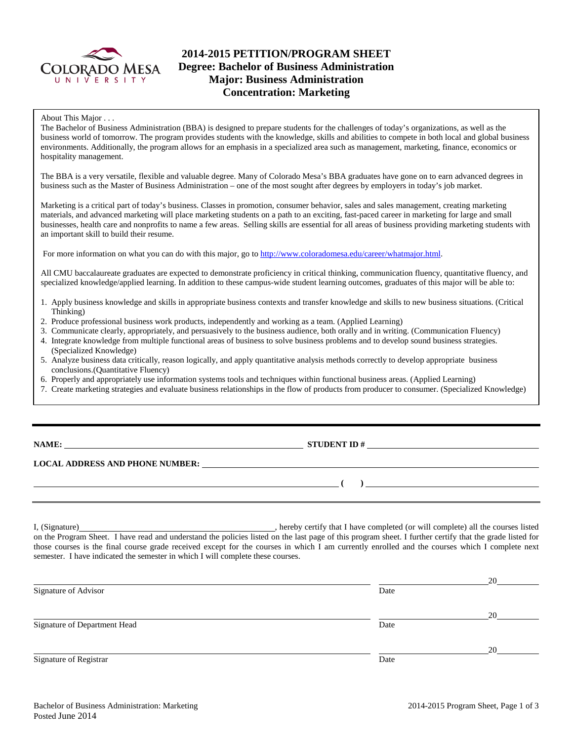# 2014-2015 PETITION/PROGRAM SHEET
## Degree: Bachelor of Business Administration
## Major: Business Administration
## Concentration: Marketing

About This Major . . .

The Bachelor of Business Administration (BBA) is designed to prepare students for the challenges of today's organizations, as well as the business world of tomorrow. The program provides students with the knowledge, skills and abilities to compete in both local and global business environments. Additionally, the program allows for an emphasis in a specialized area such as management, marketing, finance, economics or hospitality management.

The BBA is a very versatile, flexible and valuable degree. Many of Colorado Mesa's BBA graduates have gone on to earn advanced degrees in business such as the Master of Business Administration – one of the most sought after degrees by employers in today's job market.

Marketing is a critical part of today's business. Classes in promotion, consumer behavior, sales and sales management, creating marketing materials, and advanced marketing will place marketing students on a path to an exciting, fast-paced career in marketing for large and small businesses, health care and nonprofits to name a few areas. Selling skills are essential for all areas of business providing marketing students with an important skill to build their resume.

For more information on what you can do with this major, go to http://www.coloradomesa.edu/career/whatmajor.html.

All CMU baccalaureate graduates are expected to demonstrate proficiency in critical thinking, communication fluency, quantitative fluency, and specialized knowledge/applied learning. In addition to these campus-wide student learning outcomes, graduates of this major will be able to:

1. Apply business knowledge and skills in appropriate business contexts and transfer knowledge and skills to new business situations. (Critical Thinking)
2. Produce professional business work products, independently and working as a team. (Applied Learning)
3. Communicate clearly, appropriately, and persuasively to the business audience, both orally and in writing. (Communication Fluency)
4. Integrate knowledge from multiple functional areas of business to solve business problems and to develop sound business strategies. (Specialized Knowledge)
5. Analyze business data critically, reason logically, and apply quantitative analysis methods correctly to develop appropriate business conclusions.(Quantitative Fluency)
6. Properly and appropriately use information systems tools and techniques within functional business areas. (Applied Learning)
7. Create marketing strategies and evaluate business relationships in the flow of products from producer to consumer. (Specialized Knowledge)

---

**NAME:** ______________________ **STUDENT ID #** ______________________

**LOCAL ADDRESS AND PHONE NUMBER:** ______________________

______________________ **( )** ______________________

---

I, (Signature)______________________, hereby certify that I have completed (or will complete) all the courses listed on the Program Sheet. I have read and understand the policies listed on the last page of this program sheet. I further certify that the grade listed for those courses is the final course grade received except for the courses in which I am currently enrolled and the courses which I complete next semester. I have indicated the semester in which I will complete these courses.

______________________ ______________ 20______
Signature of Advisor Date

______________________ ______________ 20______
Signature of Department Head Date

______________________ ______________ 20______
Signature of Registrar Date

Bachelor of Business Administration: Marketing
Posted June 2014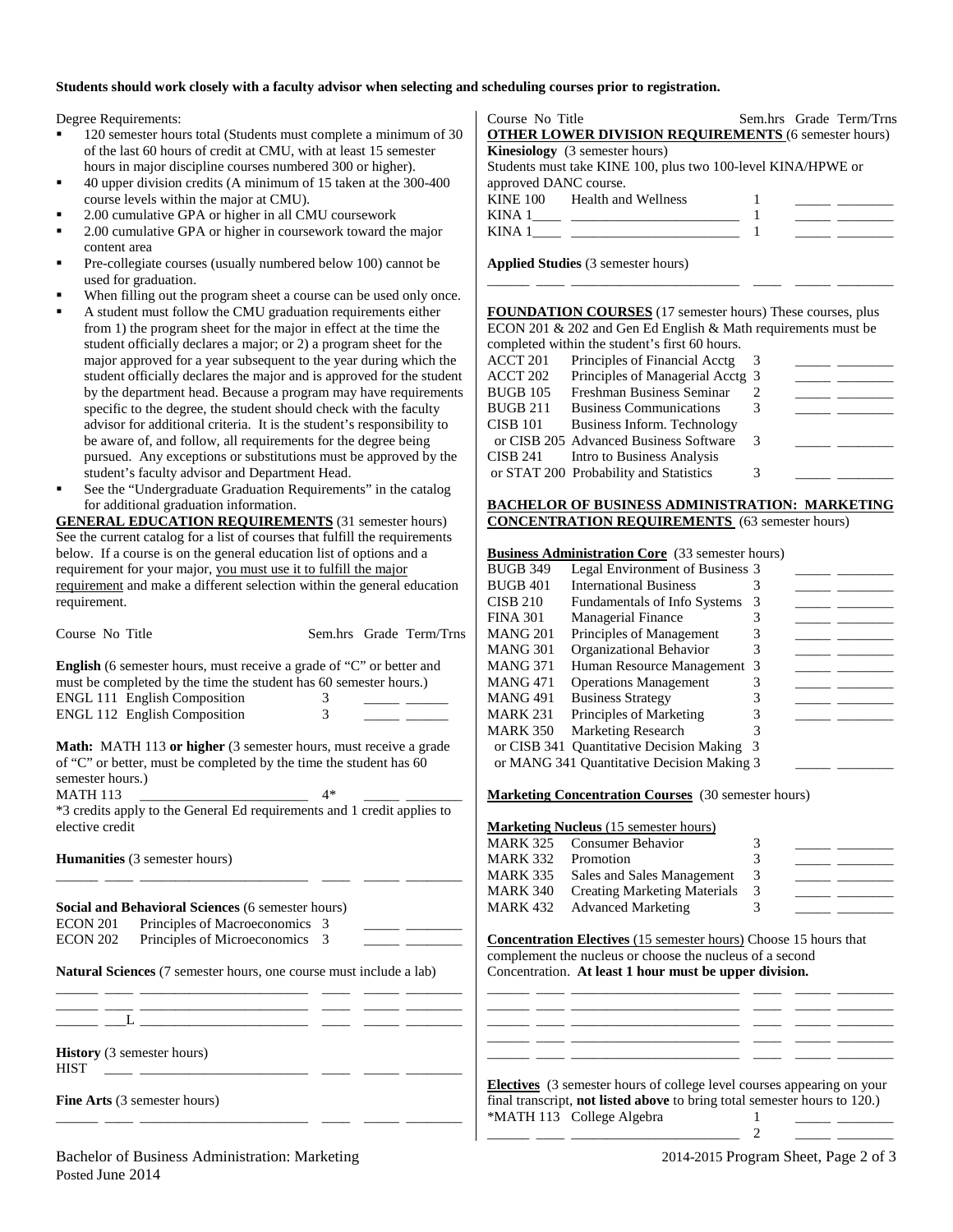**Students should work closely with a faculty advisor when selecting and scheduling courses prior to registration.**

Degree Requirements:

- 120 semester hours total (Students must complete a minimum of 30 of the last 60 hours of credit at CMU, with at least 15 semester hours in major discipline courses numbered 300 or higher).
- 40 upper division credits (A minimum of 15 taken at the 300-400 course levels within the major at CMU).
- 2.00 cumulative GPA or higher in all CMU coursework
- 2.00 cumulative GPA or higher in coursework toward the major content area
- Pre-collegiate courses (usually numbered below 100) cannot be used for graduation.
- When filling out the program sheet a course can be used only once.
- A student must follow the CMU graduation requirements either from 1) the program sheet for the major in effect at the time the student officially declares a major; or 2) a program sheet for the major approved for a year subsequent to the year during which the student officially declares the major and is approved for the student by the department head. Because a program may have requirements specific to the degree, the student should check with the faculty advisor for additional criteria. It is the student's responsibility to be aware of, and follow, all requirements for the degree being pursued. Any exceptions or substitutions must be approved by the student's faculty advisor and Department Head.
- See the "Undergraduate Graduation Requirements" in the catalog for additional graduation information.

**GENERAL EDUCATION REQUIREMENTS** (31 semester hours) See the current catalog for a list of courses that fulfill the requirements below. If a course is on the general education list of options and a requirement for your major, you must use it to fulfill the major requirement and make a different selection within the general education requirement.

| Course No | Title | Sem.hrs | Grade | Term/Trns |
|---|---|---|---|---|
| **English** (6 semester hours, must receive a grade of "C" or better and must be completed by the time the student has 60 semester hours.) | | | | |
| ENGL 111 | English Composition | 3 | _____ | ______ |
| ENGL 112 | English Composition | 3 | _____ | ______ |
| **Math:** MATH 113 **or higher** (3 semester hours, must receive a grade of "C" or better, must be completed by the time the student has 60 semester hours.) | | | | |
| MATH 113 | ________________________ | 4* | _____ | ________ |

*3 credits apply to the General Ed requirements and 1 credit applies to elective credit

| Course No | Title | Sem.hrs | Grade | Term/Trns |
|---|---|---|---|---|
| **Humanities** (3 semester hours) | | | | |
| ______ ____ | ________________________ | ____ | _____ | ________ |
| **Social and Behavioral Sciences** (6 semester hours) | | | | |
| ECON 201 | Principles of Macroeconomics | 3 | _____ | ________ |
| ECON 202 | Principles of Microeconomics | 3 | _____ | ________ |
| **Natural Sciences** (7 semester hours, one course must include a lab) | | | | |
| ______ ____ | ________________________ | ____ | _____ | ________ |
| ______ ____ | ________________________ | ____ | _____ | ________ |
| ______ ___L | ________________________ | ____ | _____ | ________ |
| **History** (3 semester hours) | | | | |
| HIST ____ | ________________________ | ____ | _____ | ________ |
| **Fine Arts** (3 semester hours) | | | | |
| ______ ____ | ________________________ | ____ | _____ | ________ |

| Course No | Title | Sem.hrs | Grade | Term/Trns |
|---|---|---|---|---|
| **OTHER LOWER DIVISION REQUIREMENTS** (6 semester hours) | | | | |
| **Kinesiology** (3 semester hours) Students must take KINE 100, plus two 100-level KINA/HPWE or approved DANC course. | | | | |
| KINE 100 | Health and Wellness | 1 | _____ | ________ |
| KINA 1____ | ________________________ | 1 | _____ | ________ |
| KINA 1____ | ________________________ | 1 | _____ | ________ |
| **Applied Studies** (3 semester hours) | | | | |
| ______ ____ | ________________________ | ____ | _____ | ________ |

**FOUNDATION COURSES** (17 semester hours) These courses, plus ECON 201 & 202 and Gen Ed English & Math requirements must be completed within the student's first 60 hours.

| Course No | Title | Sem.hrs | Grade | Term/Trns |
|---|---|---|---|---|
| ACCT 201 | Principles of Financial Acctg | 3 | _____ | ________ |
| ACCT 202 | Principles of Managerial Acctg | 3 | _____ | ________ |
| BUGB 105 | Freshman Business Seminar | 2 | _____ | ________ |
| BUGB 211 | Business Communications | 3 | _____ | ________ |
| CISB 101 | Business Inform. Technology | | | |
| or CISB 205 | Advanced Business Software | 3 | _____ | ________ |
| CISB 241 | Intro to Business Analysis | | | |
| or STAT 200 | Probability and Statistics | 3 | _____ | ________ |

**BACHELOR OF BUSINESS ADMINISTRATION: MARKETING CONCENTRATION REQUIREMENTS** (63 semester hours)

**Business Administration Core** (33 semester hours)

| Course No | Title | Sem.hrs | Grade | Term/Trns |
|---|---|---|---|---|
| BUGB 349 | Legal Environment of Business | 3 | _____ | ________ |
| BUGB 401 | International Business | 3 | _____ | ________ |
| CISB 210 | Fundamentals of Info Systems | 3 | _____ | ________ |
| FINA 301 | Managerial Finance | 3 | _____ | ________ |
| MANG 201 | Principles of Management | 3 | _____ | ________ |
| MANG 301 | Organizational Behavior | 3 | _____ | ________ |
| MANG 371 | Human Resource Management | 3 | _____ | ________ |
| MANG 471 | Operations Management | 3 | _____ | ________ |
| MANG 491 | Business Strategy | 3 | _____ | ________ |
| MARK 231 | Principles of Marketing | 3 | _____ | ________ |
| MARK 350 | Marketing Research | 3 | | |
| or CISB 341 | Quantitative Decision Making | 3 | | |
| or MANG 341 | Quantitative Decision Making | 3 | _____ | ________ |

**Marketing Concentration Courses** (30 semester hours)

**Marketing Nucleus** (15 semester hours)

| Course No | Title | Sem.hrs | Grade | Term/Trns |
|---|---|---|---|---|
| MARK 325 | Consumer Behavior | 3 | _____ | ________ |
| MARK 332 | Promotion | 3 | _____ | ________ |
| MARK 335 | Sales and Sales Management | 3 | _____ | ________ |
| MARK 340 | Creating Marketing Materials | 3 | _____ | ________ |
| MARK 432 | Advanced Marketing | 3 | _____ | ________ |

**Concentration Electives** (15 semester hours) Choose 15 hours that complement the nucleus or choose the nucleus of a second Concentration. **At least 1 hour must be upper division.**

| Course No | Title | Sem.hrs | Grade | Term/Trns |
|---|---|---|---|---|
| ______ ____ | ________________________ | ____ | _____ | ________ |
| ______ ____ | ________________________ | ____ | _____ | ________ |
| ______ ____ | ________________________ | ____ | _____ | ________ |
| ______ ____ | ________________________ | ____ | _____ | ________ |
| ______ ____ | ________________________ | ____ | _____ | ________ |

**Electives** (3 semester hours of college level courses appearing on your final transcript, **not listed above** to bring total semester hours to 120.)

| Course No | Title | Sem.hrs | Grade | Term/Trns |
|---|---|---|---|---|
| *MATH 113 | College Algebra | 1 | _____ | ________ |
| ______ ____ | ________________________ | 2 | _____ | ________ |

Bachelor of Business Administration: Marketing
Posted June 2014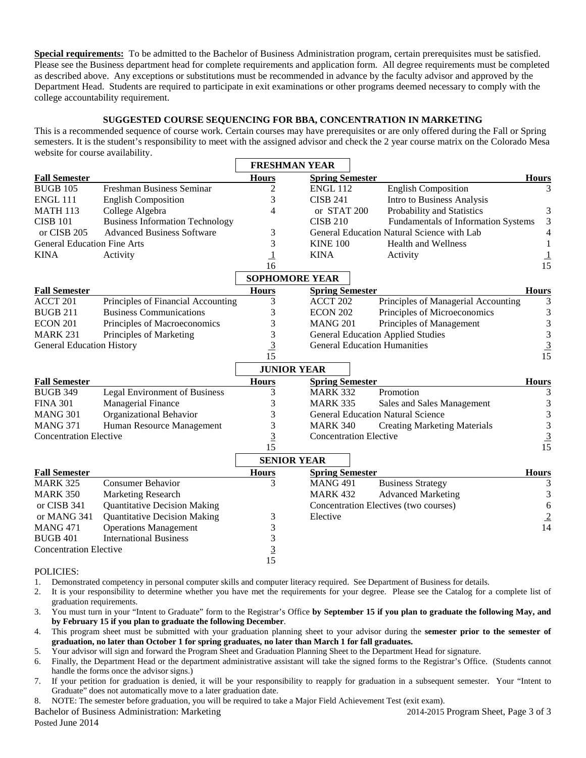**Special requirements:** To be admitted to the Bachelor of Business Administration program, certain prerequisites must be satisfied. Please see the Business department head for complete requirements and application form. All degree requirements must be completed as described above. Any exceptions or substitutions must be recommended in advance by the faculty advisor and approved by the Department Head. Students are required to participate in exit examinations or other programs deemed necessary to comply with the college accountability requirement.

## SUGGESTED COURSE SEQUENCING FOR BBA, CONCENTRATION IN MARKETING

This is a recommended sequence of course work. Certain courses may have prerequisites or are only offered during the Fall or Spring semesters. It is the student's responsibility to meet with the assigned advisor and check the 2 year course matrix on the Colorado Mesa website for course availability.

### FRESHMAN YEAR

| Fall Semester | | Hours | Spring Semester | | Hours |
|---|---|---|---|---|---|
| BUGB 105 | Freshman Business Seminar | 2 | ENGL 112 | English Composition | 3 |
| ENGL 111 | English Composition | 3 | CISB 241 | Intro to Business Analysis | |
| MATH 113 | College Algebra | 4 | or STAT 200 | Probability and Statistics | 3 |
| CISB 101 | Business Information Technology | | CISB 210 | Fundamentals of Information Systems | 3 |
| or CISB 205 | Advanced Business Software | 3 | General Education Natural Science with Lab | | 4 |
| General Education Fine Arts | | 3 | KINE 100 | Health and Wellness | 1 |
| KINA | Activity | 1 | KINA | Activity | 1 |
| | | 16 | | | 15 |

### SOPHOMORE YEAR

| Fall Semester | | Hours | Spring Semester | | Hours |
|---|---|---|---|---|---|
| ACCT 201 | Principles of Financial Accounting | 3 | ACCT 202 | Principles of Managerial Accounting | 3 |
| BUGB 211 | Business Communications | 3 | ECON 202 | Principles of Microeconomics | 3 |
| ECON 201 | Principles of Macroeconomics | 3 | MANG 201 | Principles of Management | 3 |
| MARK 231 | Principles of Marketing | 3 | General Education Applied Studies | | 3 |
| General Education History | | 3 | General Education Humanities | | 3 |
| | | 15 | | | 15 |

### JUNIOR YEAR

| Fall Semester | | Hours | Spring Semester | | Hours |
|---|---|---|---|---|---|
| BUGB 349 | Legal Environment of Business | 3 | MARK 332 | Promotion | 3 |
| FINA 301 | Managerial Finance | 3 | MARK 335 | Sales and Sales Management | 3 |
| MANG 301 | Organizational Behavior | 3 | General Education Natural Science | | 3 |
| MANG 371 | Human Resource Management | 3 | MARK 340 | Creating Marketing Materials | 3 |
| Concentration Elective | | 3 | Concentration Elective | | 3 |
| | | 15 | | | 15 |

### SENIOR YEAR

| Fall Semester | | Hours | Spring Semester | | Hours |
|---|---|---|---|---|---|
| MARK 325 | Consumer Behavior | 3 | MANG 491 | Business Strategy | 3 |
| MARK 350 | Marketing Research | | MARK 432 | Advanced Marketing | 3 |
| or CISB 341 | Quantitative Decision Making | | Concentration Electives (two courses) | | 6 |
| or MANG 341 | Quantitative Decision Making | 3 | Elective | | 2 |
| MANG 471 | Operations Management | 3 | | | 14 |
| BUGB 401 | International Business | 3 | | | |
| Concentration Elective | | 3 | | | |
| | | 15 | | | |

POLICIES:

1. Demonstrated competency in personal computer skills and computer literacy required. See Department of Business for details.
2. It is your responsibility to determine whether you have met the requirements for your degree. Please see the Catalog for a complete list of graduation requirements.
3. You must turn in your "Intent to Graduate" form to the Registrar's Office **by September 15 if you plan to graduate the following May, and by February 15 if you plan to graduate the following December**.
4. This program sheet must be submitted with your graduation planning sheet to your advisor during the **semester prior to the semester of graduation, no later than October 1 for spring graduates, no later than March 1 for fall graduates.**
5. Your advisor will sign and forward the Program Sheet and Graduation Planning Sheet to the Department Head for signature.
6. Finally, the Department Head or the department administrative assistant will take the signed forms to the Registrar's Office. (Students cannot handle the forms once the advisor signs.)
7. If your petition for graduation is denied, it will be your responsibility to reapply for graduation in a subsequent semester. Your "Intent to Graduate" does not automatically move to a later graduation date.
8. NOTE: The semester before graduation, you will be required to take a Major Field Achievement Test (exit exam).

Bachelor of Business Administration: Marketing

Posted June 2014